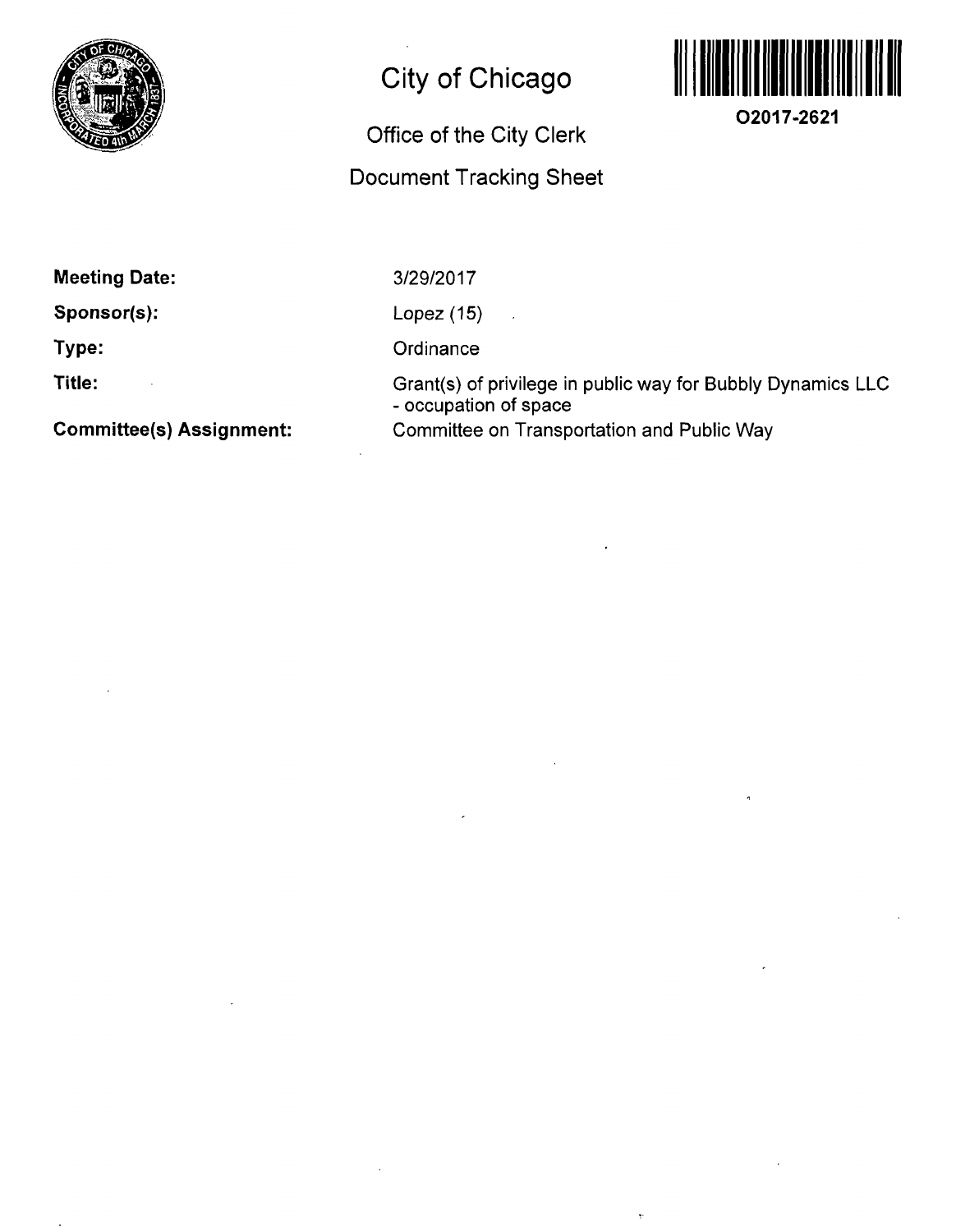# City of Chicago

## Office of the City Clerk

## Document Tracking Sheet

O2017-2621

| | |
|---|---|
| **Meeting Date:** | 3/29/2017 |
| **Sponsor(s):** | Lopez (15) |
| **Type:** | Ordinance |
| **Title:** | Grant(s) of privilege in public way for Bubbly Dynamics LLC - occupation of space |
| **Committee(s) Assignment:** | Committee on Transportation and Public Way |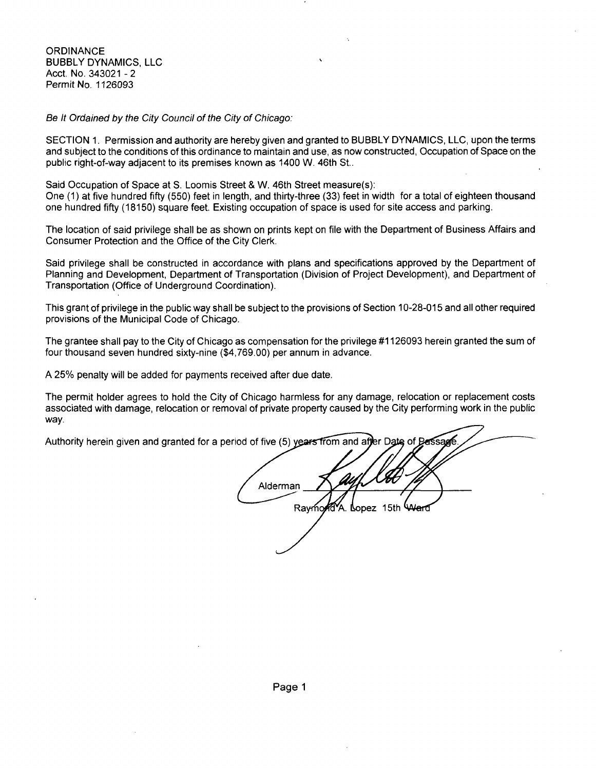ORDINANCE
BUBBLY DYNAMICS, LLC
Acct. No. 343021 - 2
Permit No. 1126093

*Be It Ordained by the City Council of the City of Chicago:*

SECTION 1. Permission and authority are hereby given and granted to BUBBLY DYNAMICS, LLC, upon the terms and subject to the conditions of this ordinance to maintain and use, as now constructed, Occupation of Space on the public right-of-way adjacent to its premises known as 1400 W. 46th St..

Said Occupation of Space at S. Loomis Street & W. 46th Street measure(s):
One (1) at five hundred fifty (550) feet in length, and thirty-three (33) feet in width for a total of eighteen thousand one hundred fifty (18150) square feet. Existing occupation of space is used for site access and parking.

The location of said privilege shall be as shown on prints kept on file with the Department of Business Affairs and Consumer Protection and the Office of the City Clerk.

Said privilege shall be constructed in accordance with plans and specifications approved by the Department of Planning and Development, Department of Transportation (Division of Project Development), and Department of Transportation (Office of Underground Coordination).

This grant of privilege in the public way shall be subject to the provisions of Section 10-28-015 and all other required provisions of the Municipal Code of Chicago.

The grantee shall pay to the City of Chicago as compensation for the privilege #1126093 herein granted the sum of four thousand seven hundred sixty-nine ($4,769.00) per annum in advance.

A 25% penalty will be added for payments received after due date.

The permit holder agrees to hold the City of Chicago harmless for any damage, relocation or replacement costs associated with damage, relocation or removal of private property caused by the City performing work in the public way.

Authority herein given and granted for a period of five (5) years from and after Date of Passage.

Alderman ______________________
Raymond A. Lopez 15th Ward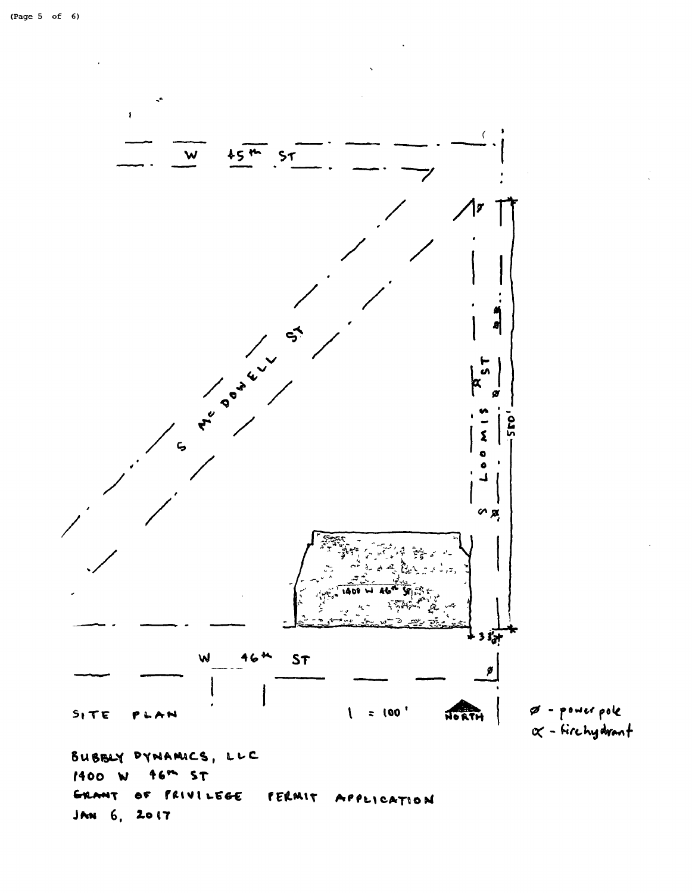W 45th ST

S McDOWELL ST

S LOOMIS ST

580'

1400 W 46th ST

33'

W 46th ST

SITE PLAN 1 = 100' NORTH

ø - power pole
α - fire hydrant

BUBBLY DYNAMICS, LLC
1400 W 46th ST
GRANT OF PRIVILEGE PERMIT APPLICATION
JAN 6, 2017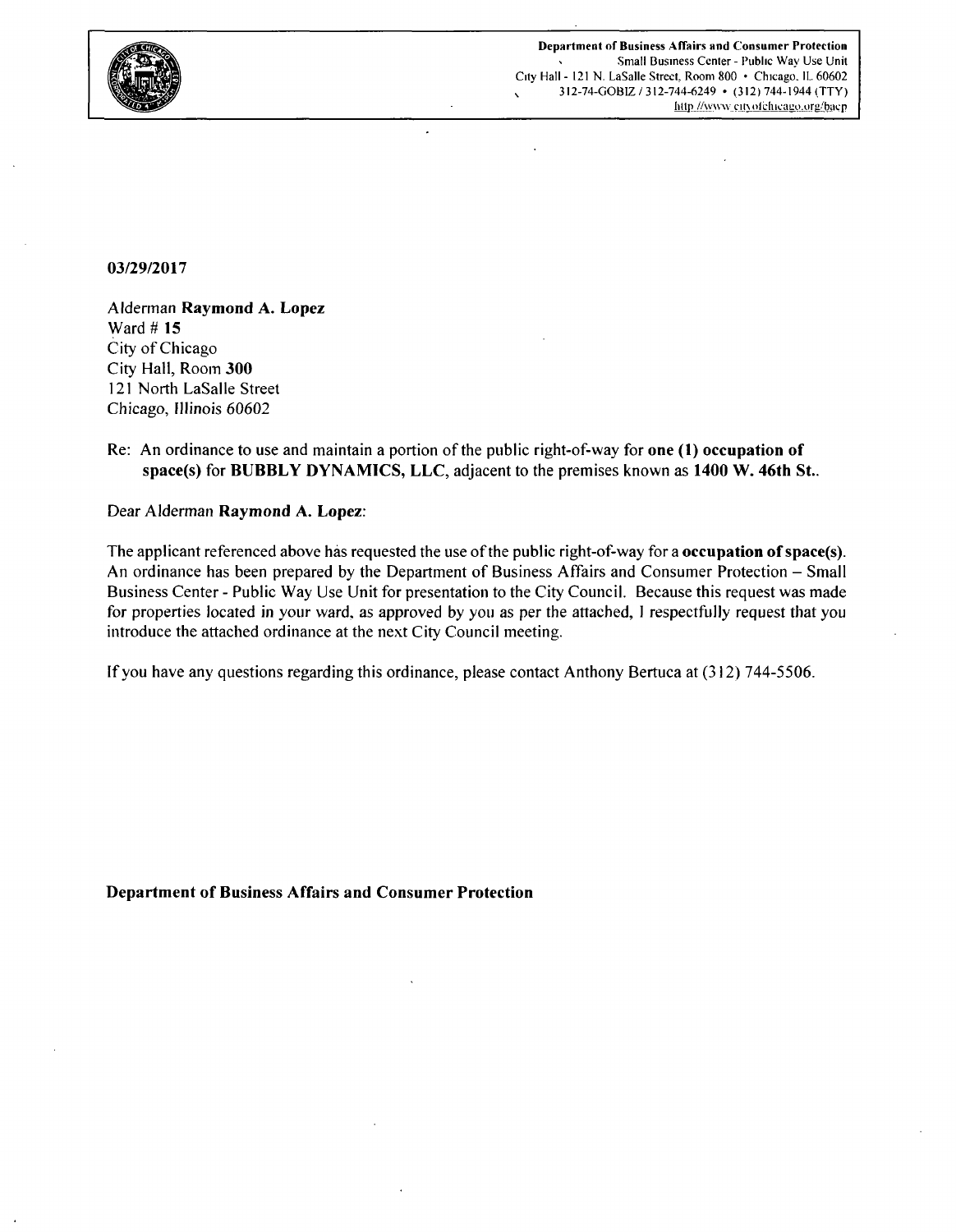**Department of Business Affairs and Consumer Protection**
Small Business Center - Public Way Use Unit
City Hall - 121 N. LaSalle Street, Room 800 • Chicago, IL 60602
312-74-GOBIZ / 312-744-6249 • (312) 744-1944 (TTY)
http://www.cityofchicago.org/bacp

**03/29/2017**

Alderman **Raymond A. Lopez**
Ward # **15**
City of Chicago
City Hall, Room **300**
121 North LaSalle Street
Chicago, Illinois 60602

Re: An ordinance to use and maintain a portion of the public right-of-way for **one (1) occupation of space(s)** for **BUBBLY DYNAMICS, LLC**, adjacent to the premises known as **1400 W. 46th St.**.

Dear Alderman **Raymond A. Lopez**:

The applicant referenced above has requested the use of the public right-of-way for a **occupation of space(s)**. An ordinance has been prepared by the Department of Business Affairs and Consumer Protection – Small Business Center - Public Way Use Unit for presentation to the City Council. Because this request was made for properties located in your ward, as approved by you as per the attached, I respectfully request that you introduce the attached ordinance at the next City Council meeting.

If you have any questions regarding this ordinance, please contact Anthony Bertuca at (312) 744-5506.

**Department of Business Affairs and Consumer Protection**